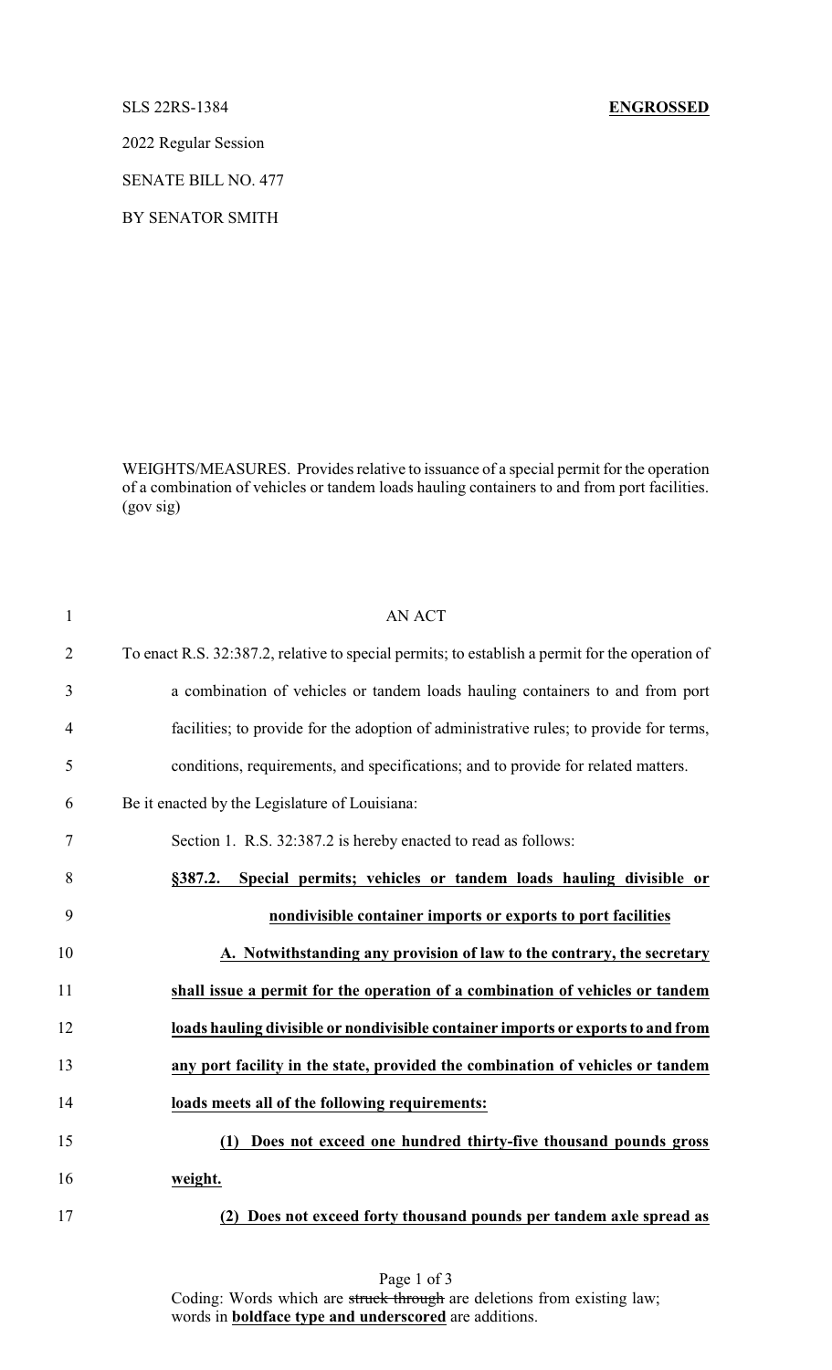SLS 22RS-1384 **ENGROSSED**

2022 Regular Session

SENATE BILL NO. 477

BY SENATOR SMITH

WEIGHTS/MEASURES. Provides relative to issuance of a special permit for the operation of a combination of vehicles or tandem loads hauling containers to and from port facilities. (gov sig)

AN ACT

To enact R.S. 32:387.2, relative to special permits; to establish a permit for the operation of a combination of vehicles or tandem loads hauling containers to and from port facilities; to provide for the adoption of administrative rules; to provide for terms, conditions, requirements, and specifications; and to provide for related matters.

Be it enacted by the Legislature of Louisiana:

Section 1. R.S. 32:387.2 is hereby enacted to read as follows:

**§387.2. Special permits; vehicles or tandem loads hauling divisible or nondivisible container imports or exports to port facilities**

**A. Notwithstanding any provision of law to the contrary, the secretary shall issue a permit for the operation of a combination of vehicles or tandem loads hauling divisible or nondivisible container imports or exports to and from any port facility in the state, provided the combination of vehicles or tandem loads meets all of the following requirements:**

**(1) Does not exceed one hundred thirty-five thousand pounds gross weight.**

**(2) Does not exceed forty thousand pounds per tandem axle spread as**

Coding: Words which are ~~struck through~~ are deletions from existing law; words in **boldface type and underscored** are additions.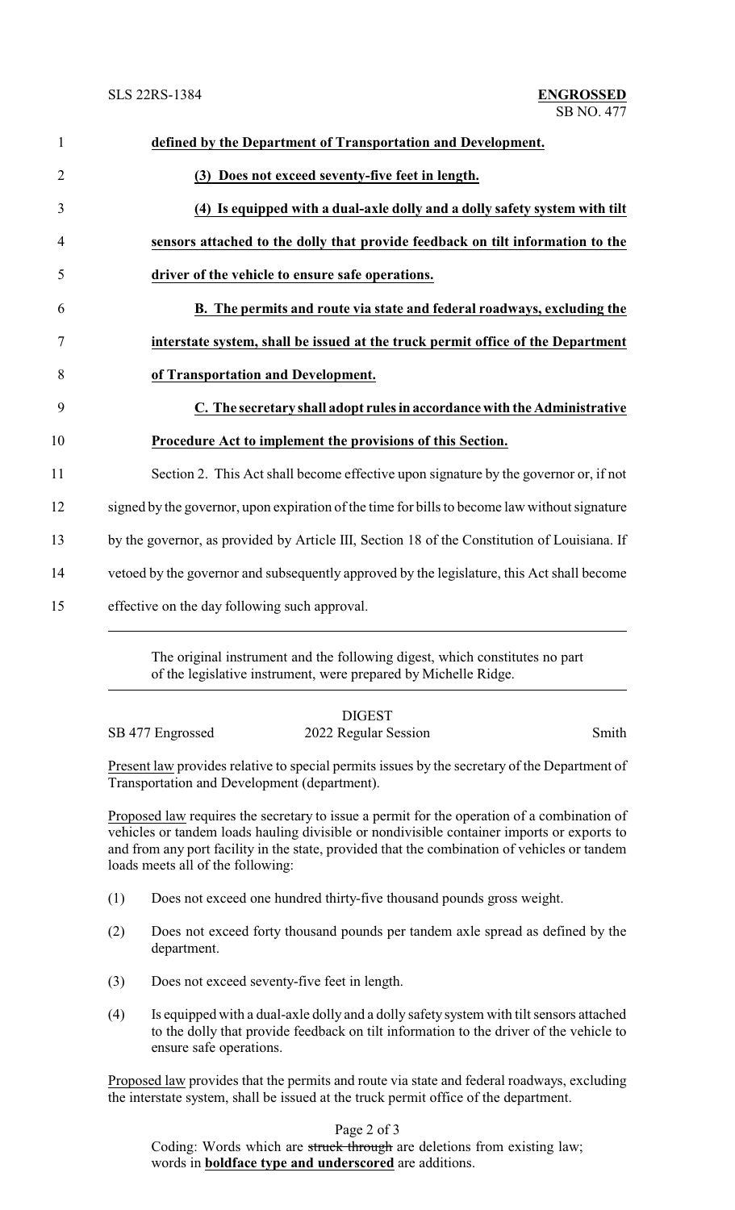**defined by the Department of Transportation and Development.**

**(3) Does not exceed seventy-five feet in length.**

**(4) Is equipped with a dual-axle dolly and a dolly safety system with tilt sensors attached to the dolly that provide feedback on tilt information to the driver of the vehicle to ensure safe operations.**

**B. The permits and route via state and federal roadways, excluding the interstate system, shall be issued at the truck permit office of the Department of Transportation and Development.**

**C. The secretary shall adopt rules in accordance with the Administrative Procedure Act to implement the provisions of this Section.**

Section 2. This Act shall become effective upon signature by the governor or, if not signed by the governor, upon expiration of the time for bills to become law without signature by the governor, as provided by Article III, Section 18 of the Constitution of Louisiana. If vetoed by the governor and subsequently approved by the legislature, this Act shall become effective on the day following such approval.

---

The original instrument and the following digest, which constitutes no part of the legislative instrument, were prepared by Michelle Ridge.

---

DIGEST

SB 477 Engrossed — 2022 Regular Session — Smith

Present law provides relative to special permits issues by the secretary of the Department of Transportation and Development (department).

Proposed law requires the secretary to issue a permit for the operation of a combination of vehicles or tandem loads hauling divisible or nondivisible container imports or exports to and from any port facility in the state, provided that the combination of vehicles or tandem loads meets all of the following:

(1) Does not exceed one hundred thirty-five thousand pounds gross weight.

(2) Does not exceed forty thousand pounds per tandem axle spread as defined by the department.

(3) Does not exceed seventy-five feet in length.

(4) Is equipped with a dual-axle dolly and a dolly safety system with tilt sensors attached to the dolly that provide feedback on tilt information to the driver of the vehicle to ensure safe operations.

Proposed law provides that the permits and route via state and federal roadways, excluding the interstate system, shall be issued at the truck permit office of the department.

Coding: Words which are ~~struck through~~ are deletions from existing law; words in **boldface type and underscored** are additions.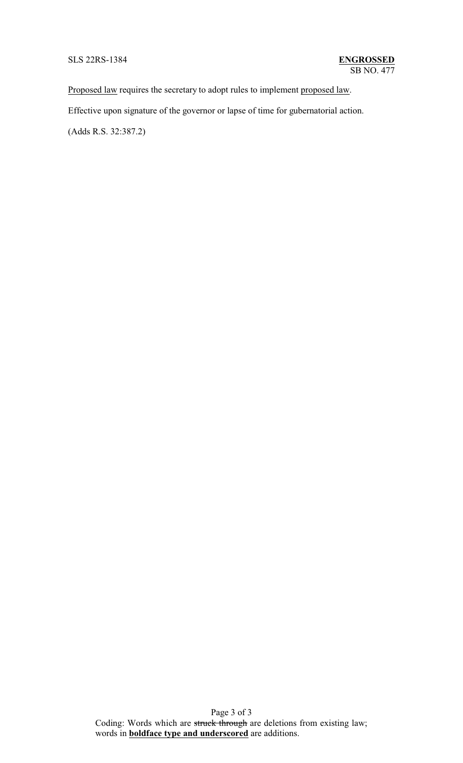Proposed law requires the secretary to adopt rules to implement proposed law.

Effective upon signature of the governor or lapse of time for gubernatorial action.

(Adds R.S. 32:387.2)